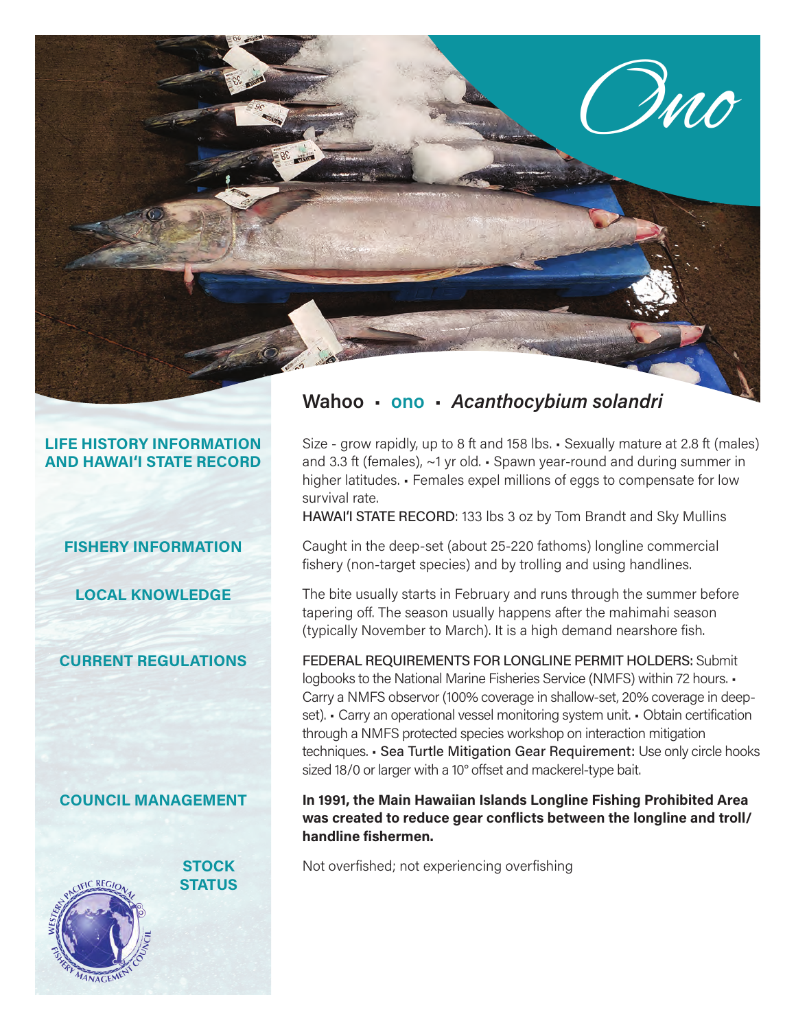# Ono

## Wahoo ▪ ono ▪ *Acanthocybium solandri*

### LIFE HISTORY INFORMATION AND HAWAI'I STATE RECORD

Size - grow rapidly, up to 8 ft and 158 lbs. ▪ Sexually mature at 2.8 ft (males) and 3.3 ft (females), ~1 yr old. ▪ Spawn year-round and during summer in higher latitudes. ▪ Females expel millions of eggs to compensate for low survival rate.

HAWAI'I STATE RECORD: 133 lbs 3 oz by Tom Brandt and Sky Mullins

### FISHERY INFORMATION

Caught in the deep-set (about 25-220 fathoms) longline commercial fishery (non-target species) and by trolling and using handlines.

### LOCAL KNOWLEDGE

The bite usually starts in February and runs through the summer before tapering off. The season usually happens after the mahimahi season (typically November to March). It is a high demand nearshore fish.

### CURRENT REGULATIONS

FEDERAL REQUIREMENTS FOR LONGLINE PERMIT HOLDERS: Submit logbooks to the National Marine Fisheries Service (NMFS) within 72 hours. ▪ Carry a NMFS observor (100% coverage in shallow-set, 20% coverage in deep-set). ▪ Carry an operational vessel monitoring system unit. ▪ Obtain certification through a NMFS protected species workshop on interaction mitigation techniques. ▪ Sea Turtle Mitigation Gear Requirement: Use only circle hooks sized 18/0 or larger with a 10° offset and mackerel-type bait.

### COUNCIL MANAGEMENT

**In 1991, the Main Hawaiian Islands Longline Fishing Prohibited Area was created to reduce gear conflicts between the longline and troll/handline fishermen.**

### STOCK STATUS

Not overfished; not experiencing overfishing

WESTERN PACIFIC REGIONAL FISHERY MANAGEMENT COUNCIL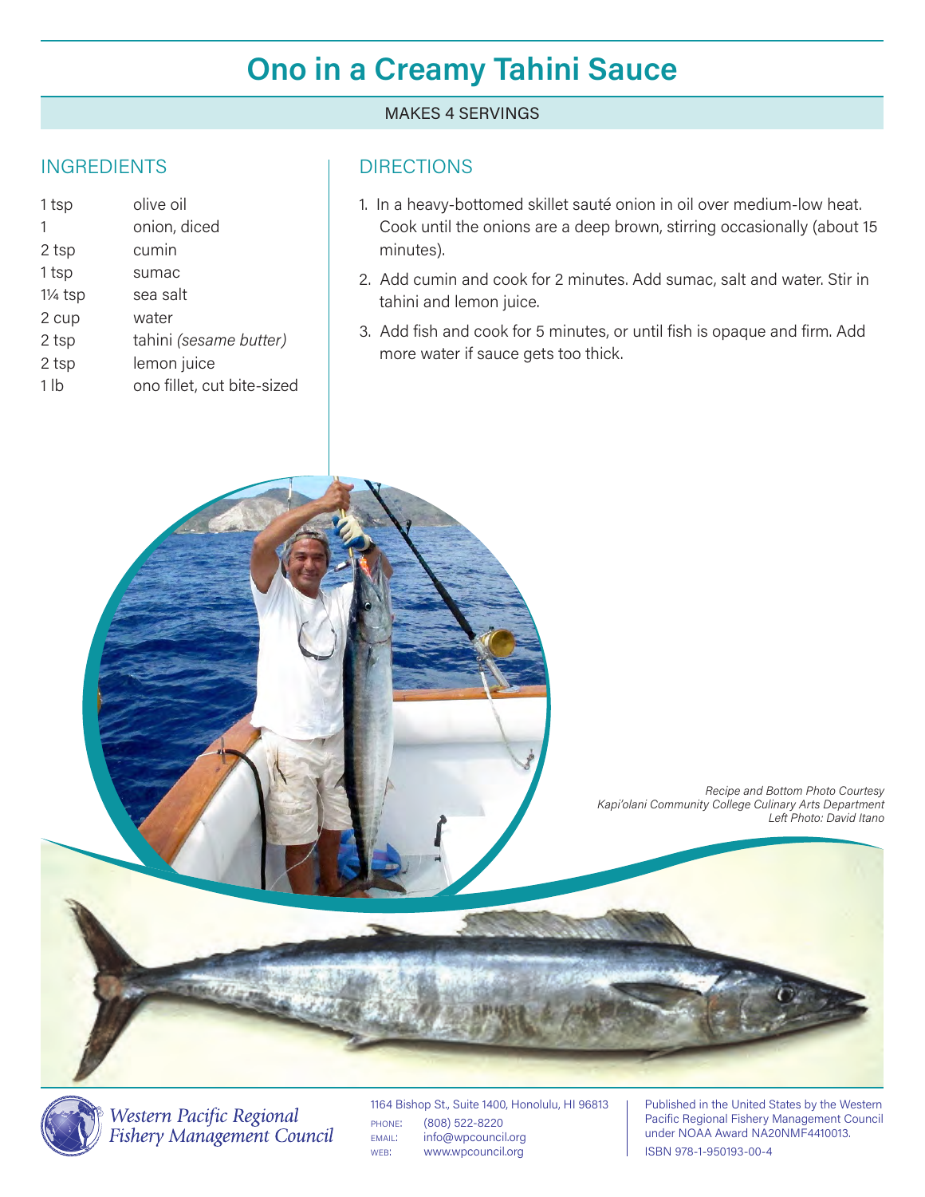# Ono in a Creamy Tahini Sauce

MAKES 4 SERVINGS

## INGREDIENTS

| | |
|---|---|
| 1 tsp | olive oil |
| 1 | onion, diced |
| 2 tsp | cumin |
| 1 tsp | sumac |
| 1¼ tsp | sea salt |
| 2 cup | water |
| 2 tsp | tahini *(sesame butter)* |
| 2 tsp | lemon juice |
| 1 lb | ono fillet, cut bite-sized |

## DIRECTIONS

1. In a heavy-bottomed skillet sauté onion in oil over medium-low heat. Cook until the onions are a deep brown, stirring occasionally (about 15 minutes).
2. Add cumin and cook for 2 minutes. Add sumac, salt and water. Stir in tahini and lemon juice.
3. Add fish and cook for 5 minutes, or until fish is opaque and firm. Add more water if sauce gets too thick.

*Recipe and Bottom Photo Courtesy*
*Kapi'olani Community College Culinary Arts Department*
*Left Photo: David Itano*

Western Pacific Regional Fishery Management Council

1164 Bishop St., Suite 1400, Honolulu, HI 96813
PHONE: (808) 522-8220
EMAIL: info@wpcouncil.org
WEB: www.wpcouncil.org

Published in the United States by the Western Pacific Regional Fishery Management Council under NOAA Award NA20NMF4410013.
ISBN 978-1-950193-00-4